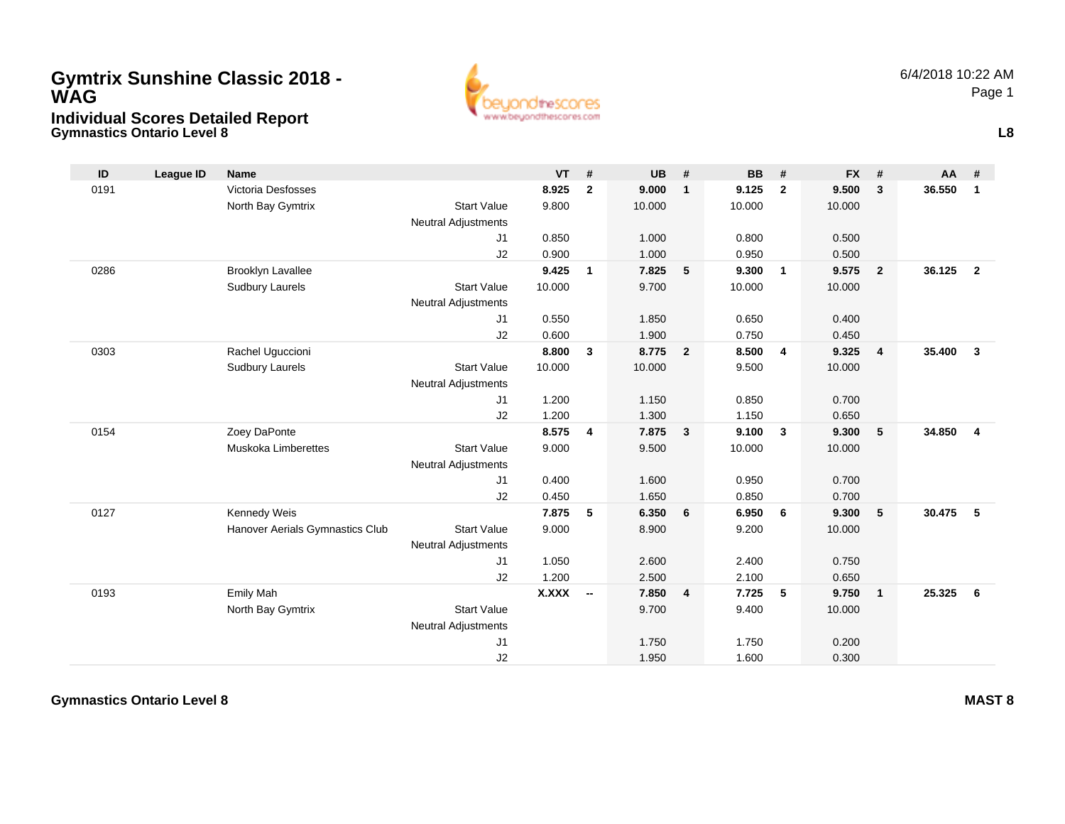# Gymtrix Sunshine Classic 2018 - WAG

## Individual Scores Detailed Report

### Gymnastics Ontario Level 8

6/4/2018 10:22 AM

L8

| ID | League ID | Name | | VT | # | UB | # | BB | # | FX | # | AA | # |
|---|---|---|---|---|---|---|---|---|---|---|---|---|---|
| 0191 | | Victoria Desfosses | | **8.925** | **2** | **9.000** | **1** | **9.125** | **2** | **9.500** | **3** | **36.550** | **1** |
| | | North Bay Gymtrix | Start Value | 9.800 | | 10.000 | | 10.000 | | 10.000 | | | |
| | | | Neutral Adjustments | | | | | | | | | | |
| | | | J1 | 0.850 | | 1.000 | | 0.800 | | 0.500 | | | |
| | | | J2 | 0.900 | | 1.000 | | 0.950 | | 0.500 | | | |
| 0286 | | Brooklyn Lavallee | | **9.425** | **1** | **7.825** | **5** | **9.300** | **1** | **9.575** | **2** | **36.125** | **2** |
| | | Sudbury Laurels | Start Value | 10.000 | | 9.700 | | 10.000 | | 10.000 | | | |
| | | | Neutral Adjustments | | | | | | | | | | |
| | | | J1 | 0.550 | | 1.850 | | 0.650 | | 0.400 | | | |
| | | | J2 | 0.600 | | 1.900 | | 0.750 | | 0.450 | | | |
| 0303 | | Rachel Uguccioni | | **8.800** | **3** | **8.775** | **2** | **8.500** | **4** | **9.325** | **4** | **35.400** | **3** |
| | | Sudbury Laurels | Start Value | 10.000 | | 10.000 | | 9.500 | | 10.000 | | | |
| | | | Neutral Adjustments | | | | | | | | | | |
| | | | J1 | 1.200 | | 1.150 | | 0.850 | | 0.700 | | | |
| | | | J2 | 1.200 | | 1.300 | | 1.150 | | 0.650 | | | |
| 0154 | | Zoey DaPonte | | **8.575** | **4** | **7.875** | **3** | **9.100** | **3** | **9.300** | **5** | **34.850** | **4** |
| | | Muskoka Limberettes | Start Value | 9.000 | | 9.500 | | 10.000 | | 10.000 | | | |
| | | | Neutral Adjustments | | | | | | | | | | |
| | | | J1 | 0.400 | | 1.600 | | 0.950 | | 0.700 | | | |
| | | | J2 | 0.450 | | 1.650 | | 0.850 | | 0.700 | | | |
| 0127 | | Kennedy Weis | | **7.875** | **5** | **6.350** | **6** | **6.950** | **6** | **9.300** | **5** | **30.475** | **5** |
| | | Hanover Aerials Gymnastics Club | Start Value | 9.000 | | 8.900 | | 9.200 | | 10.000 | | | |
| | | | Neutral Adjustments | | | | | | | | | | |
| | | | J1 | 1.050 | | 2.600 | | 2.400 | | 0.750 | | | |
| | | | J2 | 1.200 | | 2.500 | | 2.100 | | 0.650 | | | |
| 0193 | | Emily Mah | | **X.XXX** | **--** | **7.850** | **4** | **7.725** | **5** | **9.750** | **1** | **25.325** | **6** |
| | | North Bay Gymtrix | Start Value | | | 9.700 | | 9.400 | | 10.000 | | | |
| | | | Neutral Adjustments | | | | | | | | | | |
| | | | J1 | | | 1.750 | | 1.750 | | 0.200 | | | |
| | | | J2 | | | 1.950 | | 1.600 | | 0.300 | | | |

**Gymnastics Ontario Level 8** **MAST 8**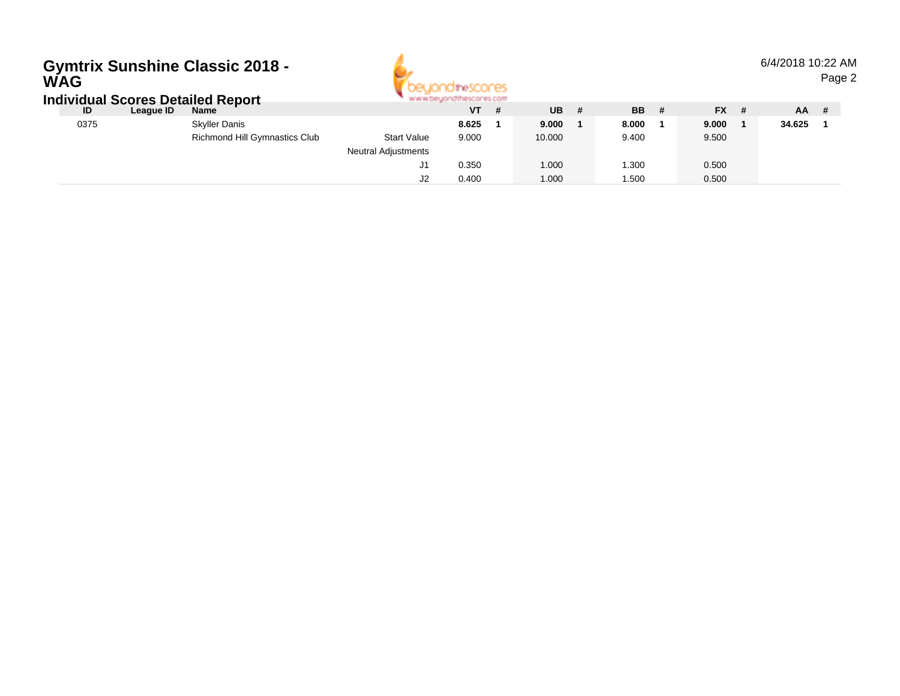# Gymtrix Sunshine Classic 2018 - WAG

## Individual Scores Detailed Report

| ID | League ID | Name | | VT | # | UB | # | BB | # | FX | # | AA | # |
|---|---|---|---|---|---|---|---|---|---|---|---|---|---|
| 0375 | | Skyller Danis | | **8.625** | **1** | **9.000** | **1** | **8.000** | **1** | **9.000** | **1** | **34.625** | **1** |
| | | Richmond Hill Gymnastics Club | Start Value | 9.000 | | 10.000 | | 9.400 | | 9.500 | | | |
| | | | Neutral Adjustments | | | | | | | | | | |
| | | | J1 | 0.350 | | 1.000 | | 1.300 | | 0.500 | | | |
| | | | J2 | 0.400 | | 1.000 | | 1.500 | | 0.500 | | | |